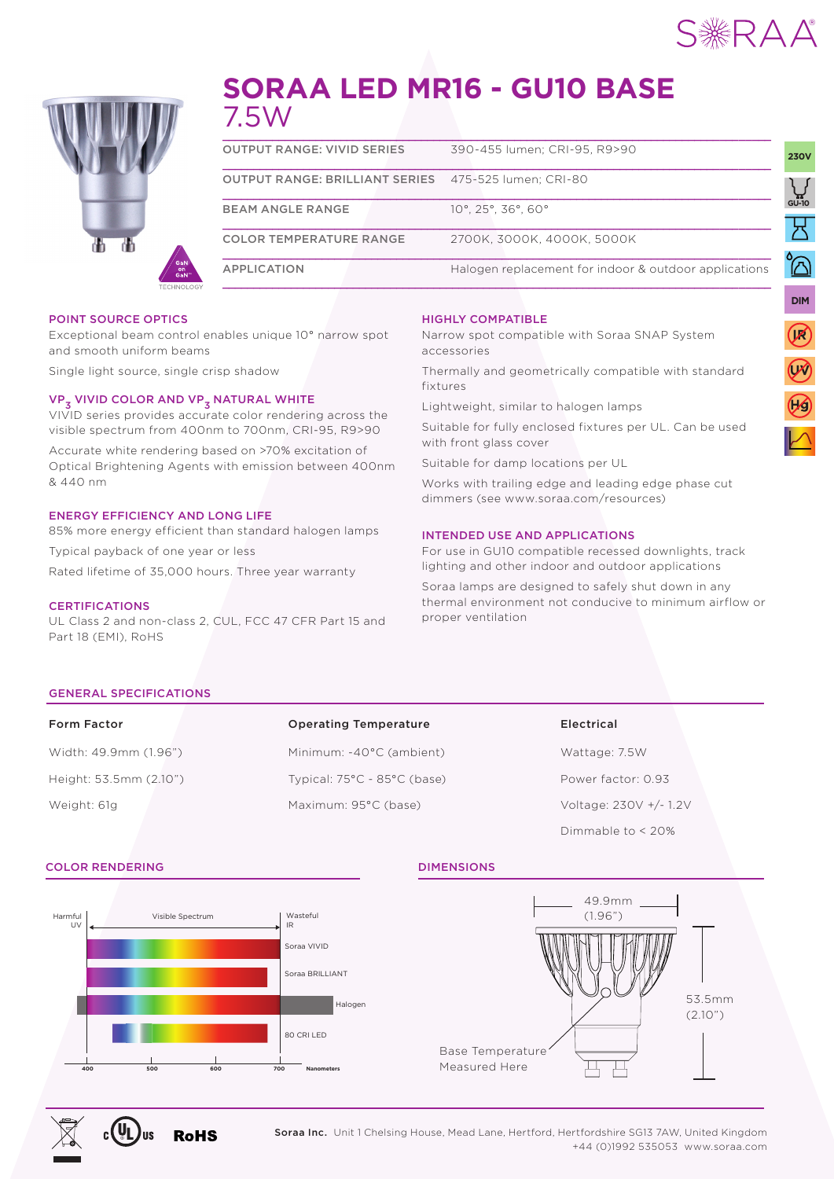# SORAA LED MR16 - GU10 BASE

7.5W

| | |
|---|---|
| OUTPUT RANGE: VIVID SERIES | 390-455 lumen; CRI-95, R9>90 |
| OUTPUT RANGE: BRILLIANT SERIES | 475-525 lumen; CRI-80 |
| BEAM ANGLE RANGE | 10°, 25°, 36°, 60° |
| COLOR TEMPERATURE RANGE | 2700K, 3000K, 4000K, 5000K |
| APPLICATION | Halogen replacement for indoor & outdoor applications |

230V

GU-10

DIM

### POINT SOURCE OPTICS

Exceptional beam control enables unique 10° narrow spot and smooth uniform beams

Single light source, single crisp shadow

### $VP_3$ VIVID COLOR AND $VP_3$ NATURAL WHITE

VIVID series provides accurate color rendering across the visible spectrum from 400nm to 700nm, CRI-95, R9>90

Accurate white rendering based on >70% excitation of Optical Brightening Agents with emission between 400nm & 440 nm

### ENERGY EFFICIENCY AND LONG LIFE

85% more energy efficient than standard halogen lamps

Typical payback of one year or less

Rated lifetime of 35,000 hours. Three year warranty

### CERTIFICATIONS

UL Class 2 and non-class 2, CUL, FCC 47 CFR Part 15 and Part 18 (EMI), RoHS

### HIGHLY COMPATIBLE

Narrow spot compatible with Soraa SNAP System accessories

Thermally and geometrically compatible with standard fixtures

Lightweight, similar to halogen lamps

Suitable for fully enclosed fixtures per UL. Can be used with front glass cover

Suitable for damp locations per UL

Works with trailing edge and leading edge phase cut dimmers (see www.soraa.com/resources)

### INTENDED USE AND APPLICATIONS

For use in GU10 compatible recessed downlights, track lighting and other indoor and outdoor applications

Soraa lamps are designed to safely shut down in any thermal environment not conducive to minimum airflow or proper ventilation

## GENERAL SPECIFICATIONS

| Form Factor | Operating Temperature | Electrical |
|---|---|---|
| Width: 49.9mm (1.96") | Minimum: -40°C (ambient) | Wattage: 7.5W |
| Height: 53.5mm (2.10") | Typical: 75°C - 85°C (base) | Power factor: 0.93 |
| Weight: 61g | Maximum: 95°C (base) | Voltage: 230V +/- 1.2V |
| | | Dimmable to < 20% |

## COLOR RENDERING

Harmful UV | Visible Spectrum | Wasteful IR

Soraa VIVID

Soraa BRILLIANT

Halogen

80 CRI LED

400 500 600 700 Nanometers

## DIMENSIONS

49.9mm (1.96")

53.5mm (2.10")

Base Temperature Measured Here

RoHS

**Soraa Inc.** Unit 1 Chelsing House, Mead Lane, Hertford, Hertfordshire SG13 7AW, United Kingdom
+44 (0)1992 535053 www.soraa.com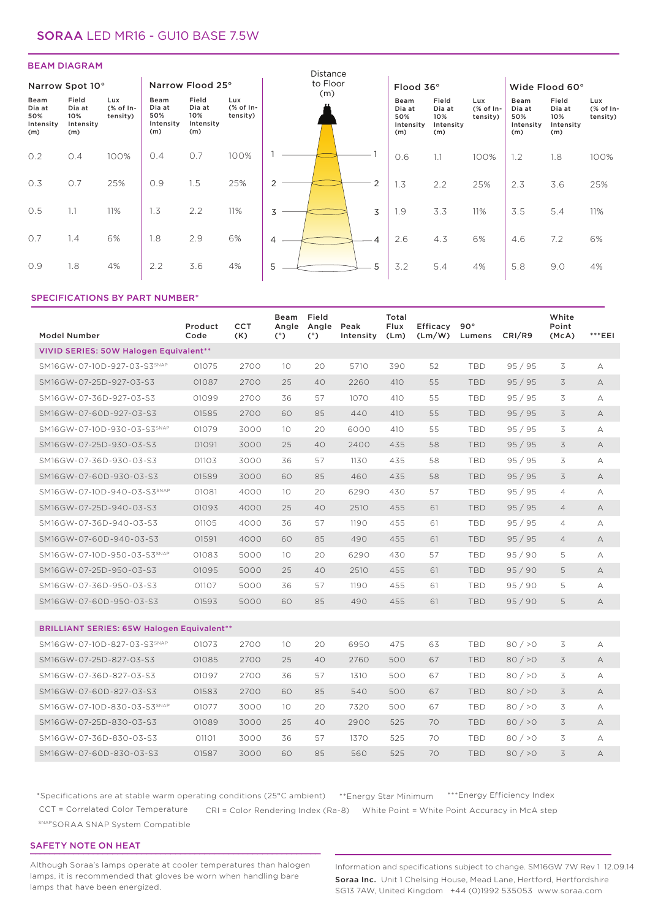# SORAA LED MR16 - GU10 BASE 7.5W

## BEAM DIAGRAM

Distance to Floor (m)

| Narrow Spot 10° | | | Narrow Flood 25° | | | Distance to Floor (m) | Flood 36° | | | Wide Flood 60° | | |
|---|---|---|---|---|---|---|---|---|---|---|---|---|
| Beam Dia at 50% Intensity (m) | Field Dia at 10% Intensity (m) | Lux (% of Intensity) | Beam Dia at 50% Intensity (m) | Field Dia at 10% Intensity (m) | Lux (% of Intensity) | | Beam Dia at 50% Intensity (m) | Field Dia at 10% Intensity (m) | Lux (% of Intensity) | Beam Dia at 50% Intensity (m) | Field Dia at 10% Intensity (m) | Lux (% of Intensity) |
| 0.2 | 0.4 | 100% | 0.4 | 0.7 | 100% | 1 | 0.6 | 1.1 | 100% | 1.2 | 1.8 | 100% |
| 0.3 | 0.7 | 25% | 0.9 | 1.5 | 25% | 2 | 1.3 | 2.2 | 25% | 2.3 | 3.6 | 25% |
| 0.5 | 1.1 | 11% | 1.3 | 2.2 | 11% | 3 | 1.9 | 3.3 | 11% | 3.5 | 5.4 | 11% |
| 0.7 | 1.4 | 6% | 1.8 | 2.9 | 6% | 4 | 2.6 | 4.3 | 6% | 4.6 | 7.2 | 6% |
| 0.9 | 1.8 | 4% | 2.2 | 3.6 | 4% | 5 | 3.2 | 5.4 | 4% | 5.8 | 9.0 | 4% |

## SPECIFICATIONS BY PART NUMBER*

| Model Number | Product Code | CCT (K) | Beam Angle (°) | Field Angle (°) | Peak Intensity | Total Flux (Lm) | Efficacy (Lm/W) | 90° Lumens | CRI/R9 | White Point (McA) | ***EEI |
|---|---|---|---|---|---|---|---|---|---|---|---|
| **VIVID SERIES: 50W Halogen Equivalent**** | | | | | | | | | | | |
| SM16GW-07-10D-927-03-S3SNAP | 01075 | 2700 | 10 | 20 | 5710 | 390 | 52 | TBD | 95 / 95 | 3 | A |
| SM16GW-07-25D-927-03-S3 | 01087 | 2700 | 25 | 40 | 2260 | 410 | 55 | TBD | 95 / 95 | 3 | A |
| SM16GW-07-36D-927-03-S3 | 01099 | 2700 | 36 | 57 | 1070 | 410 | 55 | TBD | 95 / 95 | 3 | A |
| SM16GW-07-60D-927-03-S3 | 01585 | 2700 | 60 | 85 | 440 | 410 | 55 | TBD | 95 / 95 | 3 | A |
| SM16GW-07-10D-930-03-S3SNAP | 01079 | 3000 | 10 | 20 | 6000 | 410 | 55 | TBD | 95 / 95 | 3 | A |
| SM16GW-07-25D-930-03-S3 | 01091 | 3000 | 25 | 40 | 2400 | 435 | 58 | TBD | 95 / 95 | 3 | A |
| SM16GW-07-36D-930-03-S3 | 01103 | 3000 | 36 | 57 | 1130 | 435 | 58 | TBD | 95 / 95 | 3 | A |
| SM16GW-07-60D-930-03-S3 | 01589 | 3000 | 60 | 85 | 460 | 435 | 58 | TBD | 95 / 95 | 3 | A |
| SM16GW-07-10D-940-03-S3SNAP | 01081 | 4000 | 10 | 20 | 6290 | 430 | 57 | TBD | 95 / 95 | 4 | A |
| SM16GW-07-25D-940-03-S3 | 01093 | 4000 | 25 | 40 | 2510 | 455 | 61 | TBD | 95 / 95 | 4 | A |
| SM16GW-07-36D-940-03-S3 | 01105 | 4000 | 36 | 57 | 1190 | 455 | 61 | TBD | 95 / 95 | 4 | A |
| SM16GW-07-60D-940-03-S3 | 01591 | 4000 | 60 | 85 | 490 | 455 | 61 | TBD | 95 / 95 | 4 | A |
| SM16GW-07-10D-950-03-S3SNAP | 01083 | 5000 | 10 | 20 | 6290 | 430 | 57 | TBD | 95 / 90 | 5 | A |
| SM16GW-07-25D-950-03-S3 | 01095 | 5000 | 25 | 40 | 2510 | 455 | 61 | TBD | 95 / 90 | 5 | A |
| SM16GW-07-36D-950-03-S3 | 01107 | 5000 | 36 | 57 | 1190 | 455 | 61 | TBD | 95 / 90 | 5 | A |
| SM16GW-07-60D-950-03-S3 | 01593 | 5000 | 60 | 85 | 490 | 455 | 61 | TBD | 95 / 90 | 5 | A |
| **BRILLIANT SERIES: 65W Halogen Equivalent**** | | | | | | | | | | | |
| SM16GW-07-10D-827-03-S3SNAP | 01073 | 2700 | 10 | 20 | 6950 | 475 | 63 | TBD | 80 / >0 | 3 | A |
| SM16GW-07-25D-827-03-S3 | 01085 | 2700 | 25 | 40 | 2760 | 500 | 67 | TBD | 80 / >0 | 3 | A |
| SM16GW-07-36D-827-03-S3 | 01097 | 2700 | 36 | 57 | 1310 | 500 | 67 | TBD | 80 / >0 | 3 | A |
| SM16GW-07-60D-827-03-S3 | 01583 | 2700 | 60 | 85 | 540 | 500 | 67 | TBD | 80 / >0 | 3 | A |
| SM16GW-07-10D-830-03-S3SNAP | 01077 | 3000 | 10 | 20 | 7320 | 500 | 67 | TBD | 80 / >0 | 3 | A |
| SM16GW-07-25D-830-03-S3 | 01089 | 3000 | 25 | 40 | 2900 | 525 | 70 | TBD | 80 / >0 | 3 | A |
| SM16GW-07-36D-830-03-S3 | 01101 | 3000 | 36 | 57 | 1370 | 525 | 70 | TBD | 80 / >0 | 3 | A |
| SM16GW-07-60D-830-03-S3 | 01587 | 3000 | 60 | 85 | 560 | 525 | 70 | TBD | 80 / >0 | 3 | A |

*Specifications are at stable warm operating conditions (25°C ambient) **Energy Star Minimum ***Energy Efficiency Index

CCT = Correlated Color Temperature CRI = Color Rendering Index (Ra-8) White Point = White Point Accuracy in McA step

SNAPSORAA SNAP System Compatible

## SAFETY NOTE ON HEAT

Although Soraa's lamps operate at cooler temperatures than halogen lamps, it is recommended that gloves be worn when handling bare lamps that have been energized.

Information and specifications subject to change. SM16GW 7W Rev 1 12.09.14

**Soraa Inc.** Unit 1 Chelsing House, Mead Lane, Hertford, Hertfordshire SG13 7AW, United Kingdom +44 (0)1992 535053 www.soraa.com